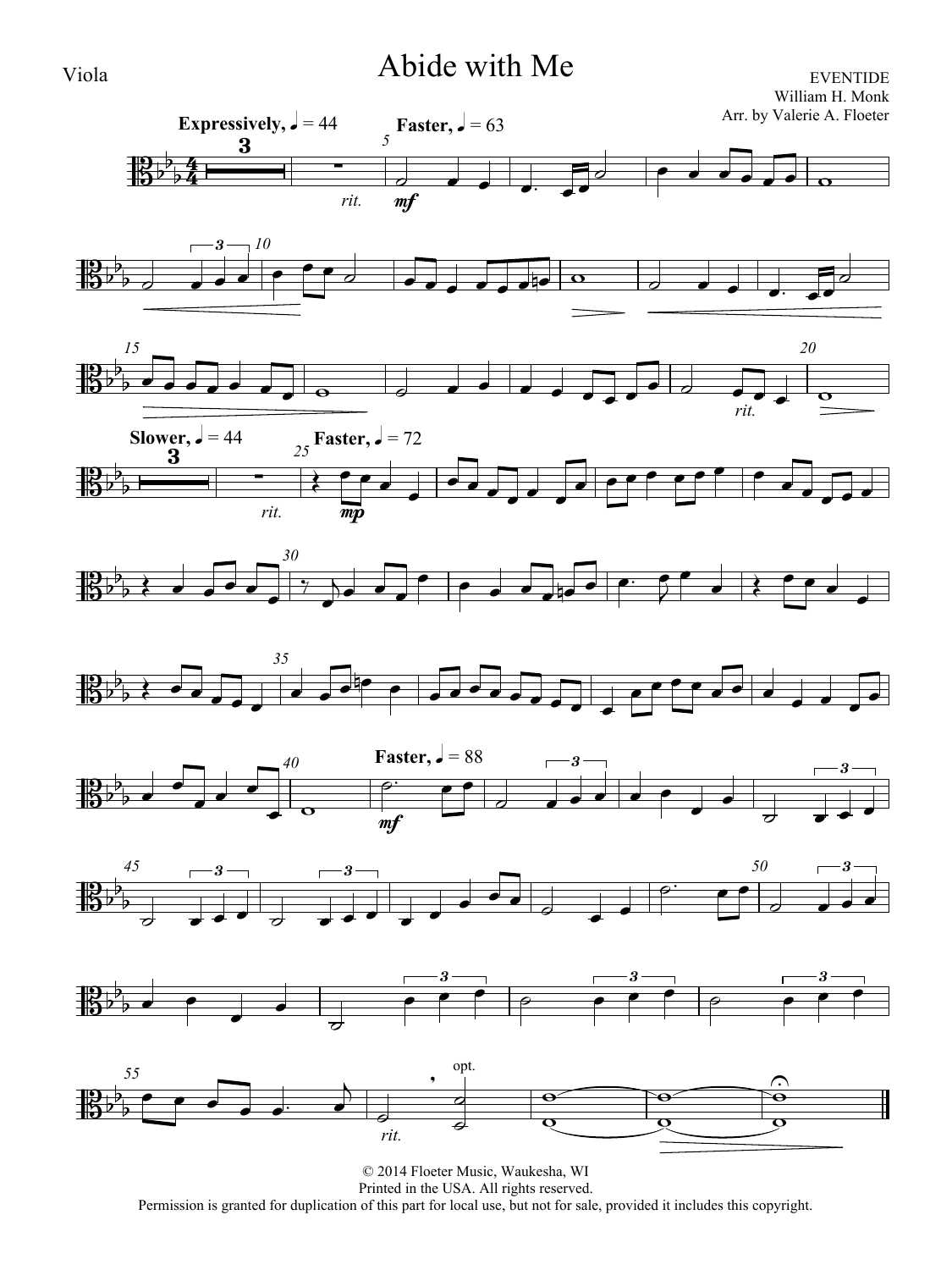Viola

# Abide with Me

EVENTIDE
William H. Monk
Arr. by Valerie A. Floeter

© 2014 Floeter Music, Waukesha, WI
Printed in the USA. All rights reserved.
Permission is granted for duplication of this part for local use, but not for sale, provided it includes this copyright.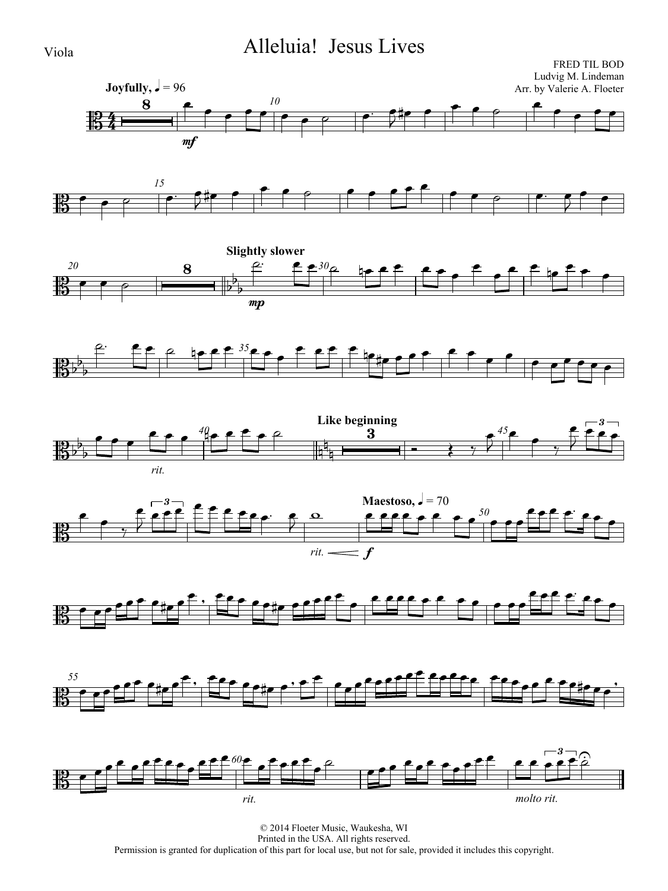Viola

# Alleluia! Jesus Lives

FRED TIL BOD
Ludvig M. Lindeman
Arr. by Valerie A. Floeter

**Joyfully,** ♩ = 96

*mf*

**Slightly slower**

*mp*

*rit.*

**Like beginning**

*rit.* *f*

**Maestoso,** ♩ = 70

*rit.*

*molto rit.*

© 2014 Floeter Music, Waukesha, WI
Printed in the USA. All rights reserved.
Permission is granted for duplication of this part for local use, but not for sale, provided it includes this copyright.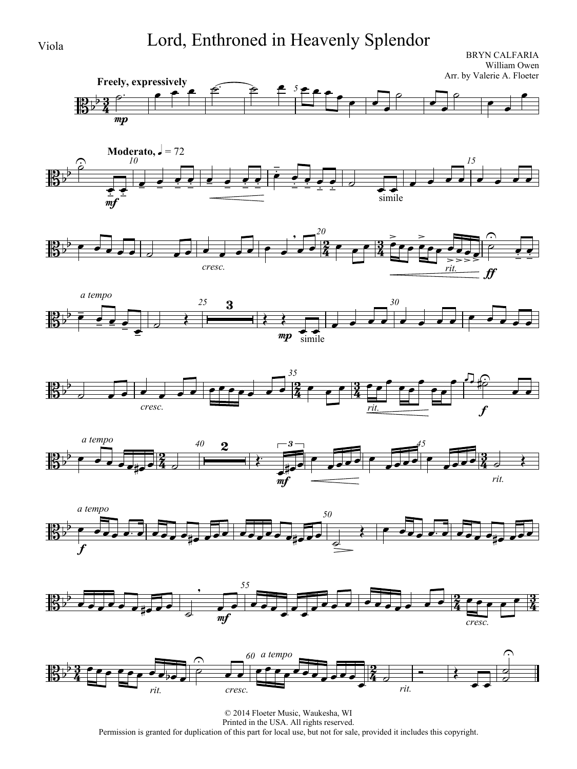Viola

# Lord, Enthroned in Heavenly Splendor

BRYN CALFARIA
William Owen
Arr. by Valerie A. Floeter

**Freely, expressively**

**Moderato,** ♩ = 72

© 2014 Floeter Music, Waukesha, WI
Printed in the USA. All rights reserved.
Permission is granted for duplication of this part for local use, but not for sale, provided it includes this copyright.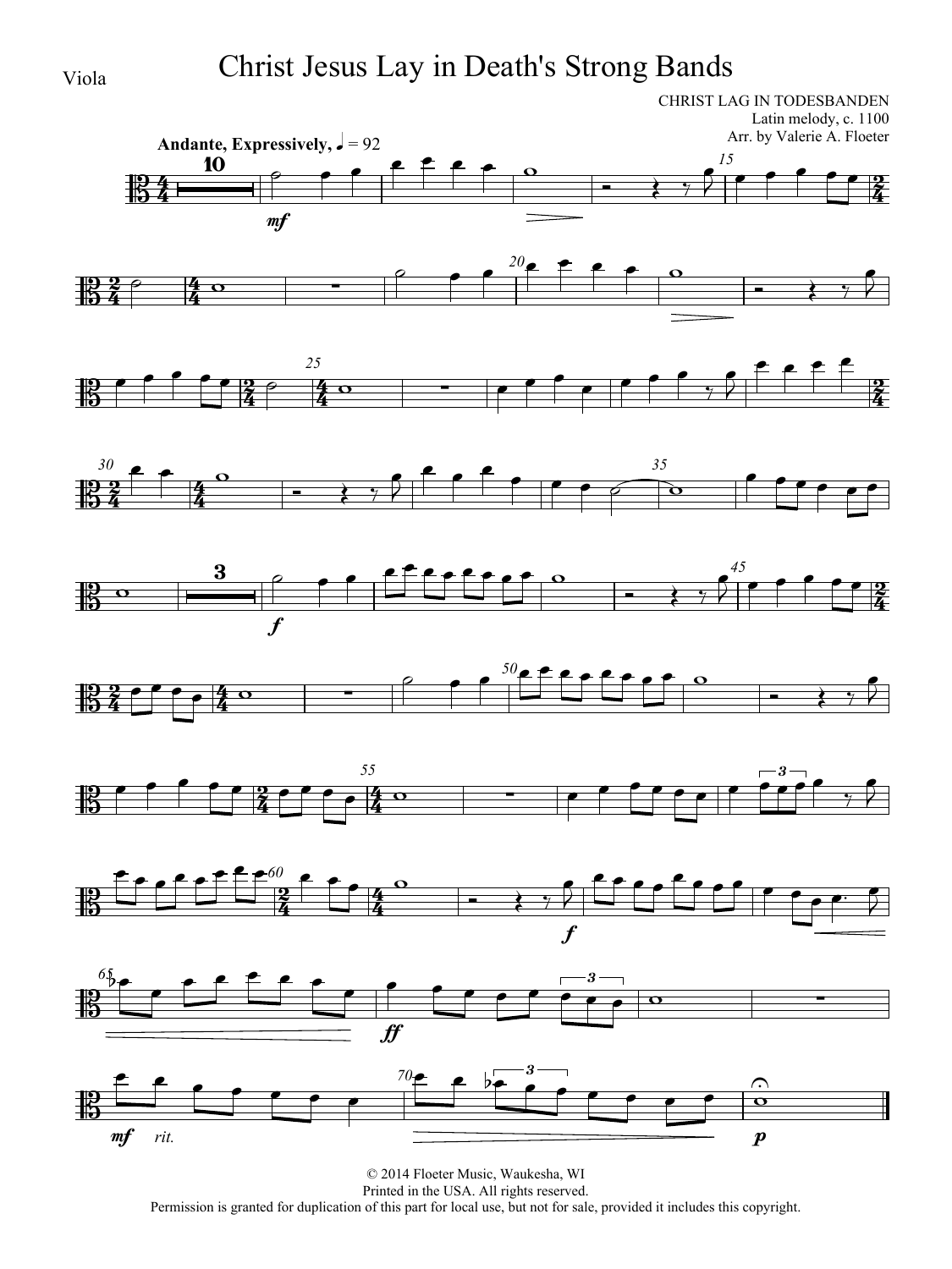Viola

# Christ Jesus Lay in Death's Strong Bands

CHRIST LAG IN TODESBANDEN
Latin melody, c. 1100
Arr. by Valerie A. Floeter

**Andante, Expressively,** ♩ = 92

© 2014 Floeter Music, Waukesha, WI
Printed in the USA. All rights reserved.
Permission is granted for duplication of this part for local use, but not for sale, provided it includes this copyright.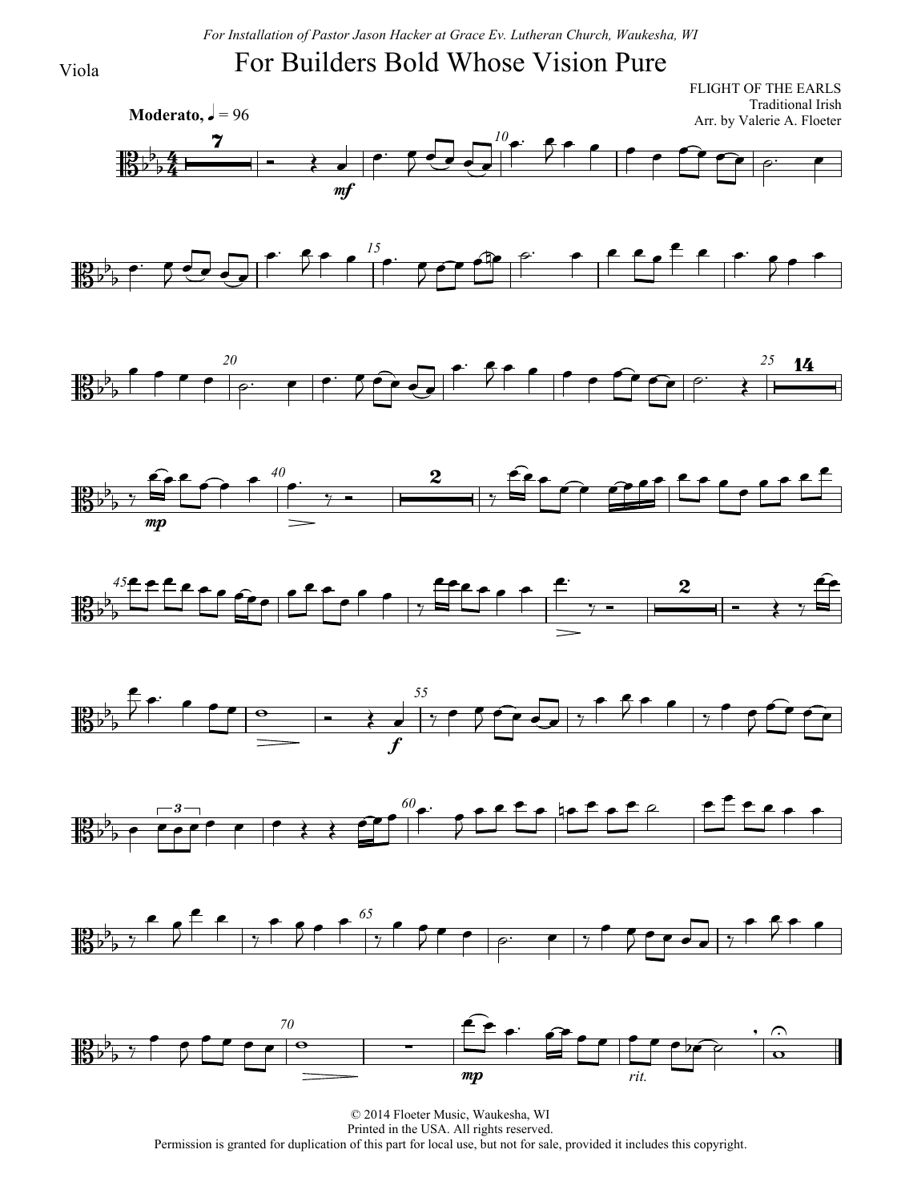*For Installation of Pastor Jason Hacker at Grace Ev. Lutheran Church, Waukesha, WI*

Viola

# For Builders Bold Whose Vision Pure

FLIGHT OF THE EARLS
Traditional Irish
Arr. by Valerie A. Floeter

**Moderato,** ♩ = 96

© 2014 Floeter Music, Waukesha, WI
Printed in the USA. All rights reserved.
Permission is granted for duplication of this part for local use, but not for sale, provided it includes this copyright.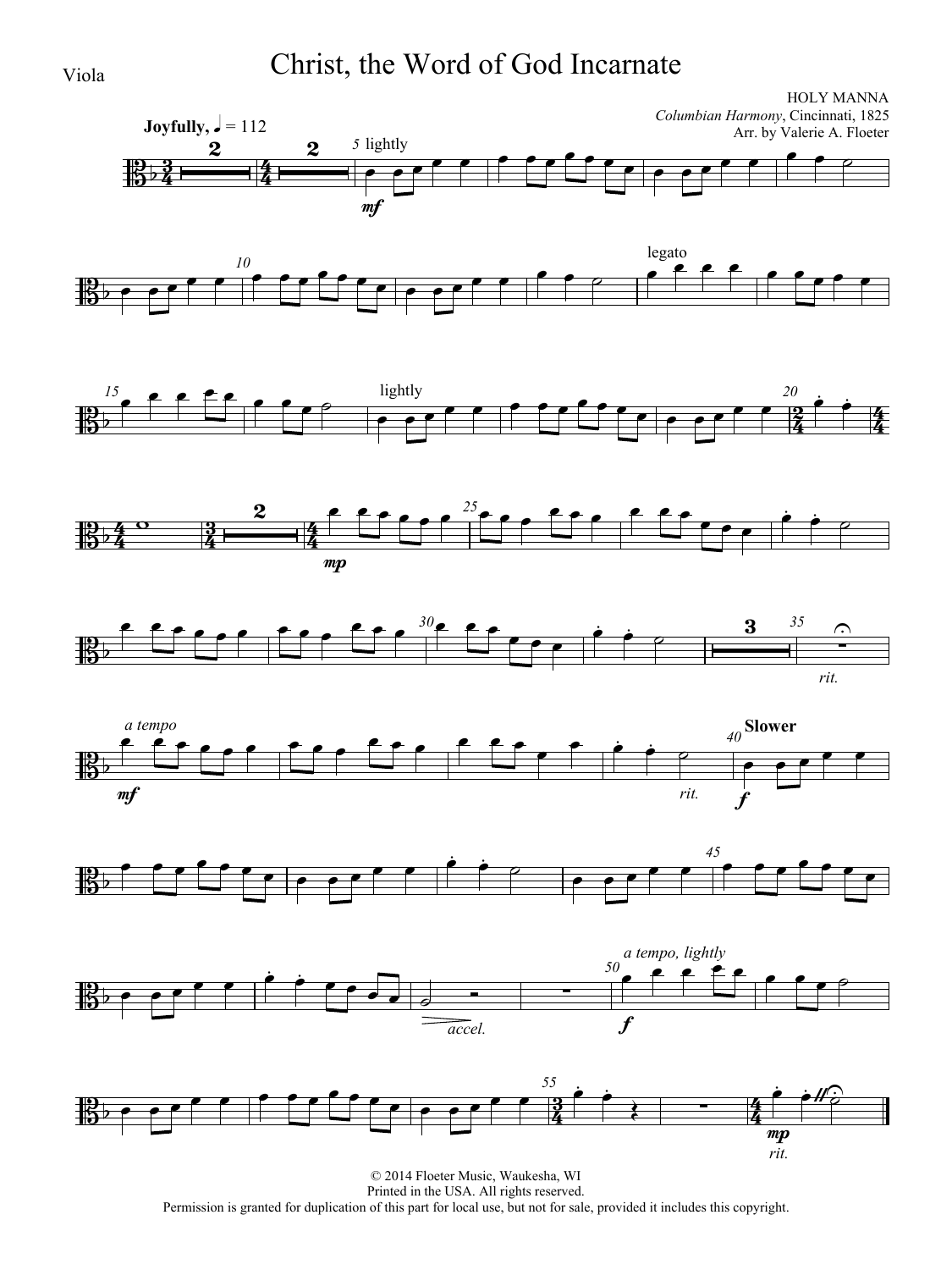Viola

# Christ, the Word of God Incarnate

HOLY MANNA
*Columbian Harmony*, Cincinnati, 1825
Arr. by Valerie A. Floeter

© 2014 Floeter Music, Waukesha, WI
Printed in the USA. All rights reserved.
Permission is granted for duplication of this part for local use, but not for sale, provided it includes this copyright.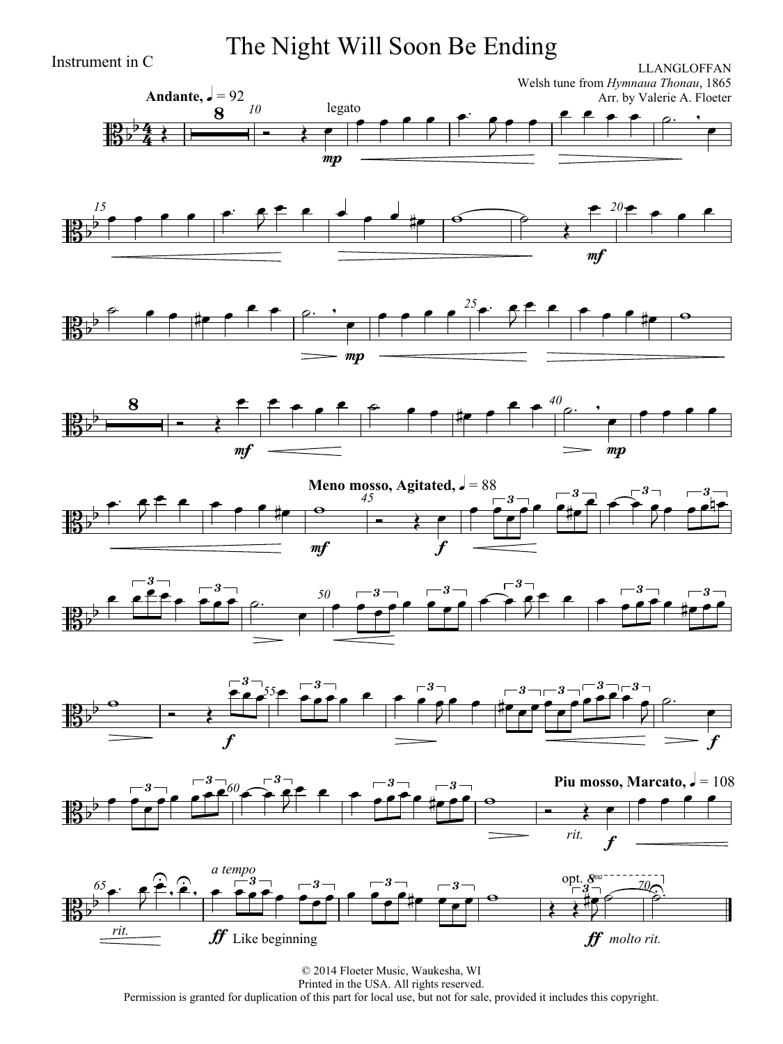Instrument in C

# The Night Will Soon Be Ending

LLANGLOFFAN
Welsh tune from *Hymnaua Thonau*, 1865
Arr. by Valerie A. Floeter

**Andante**, ♩ = 92

legato

*mp*

*mf*

*mp*

*mf*

*mp*

*mf*

**Meno mosso, Agitated**, ♩ = 88

*f*

*f*

*f*

**Piu mosso, Marcato**, ♩ = 108

*rit.*

*f*

*rit.*

*a tempo*

*ff* Like beginning

opt. 8va

*ff* *molto rit.*

© 2014 Floeter Music, Waukesha, WI
Printed in the USA. All rights reserved.
Permission is granted for duplication of this part for local use, but not for sale, provided it includes this copyright.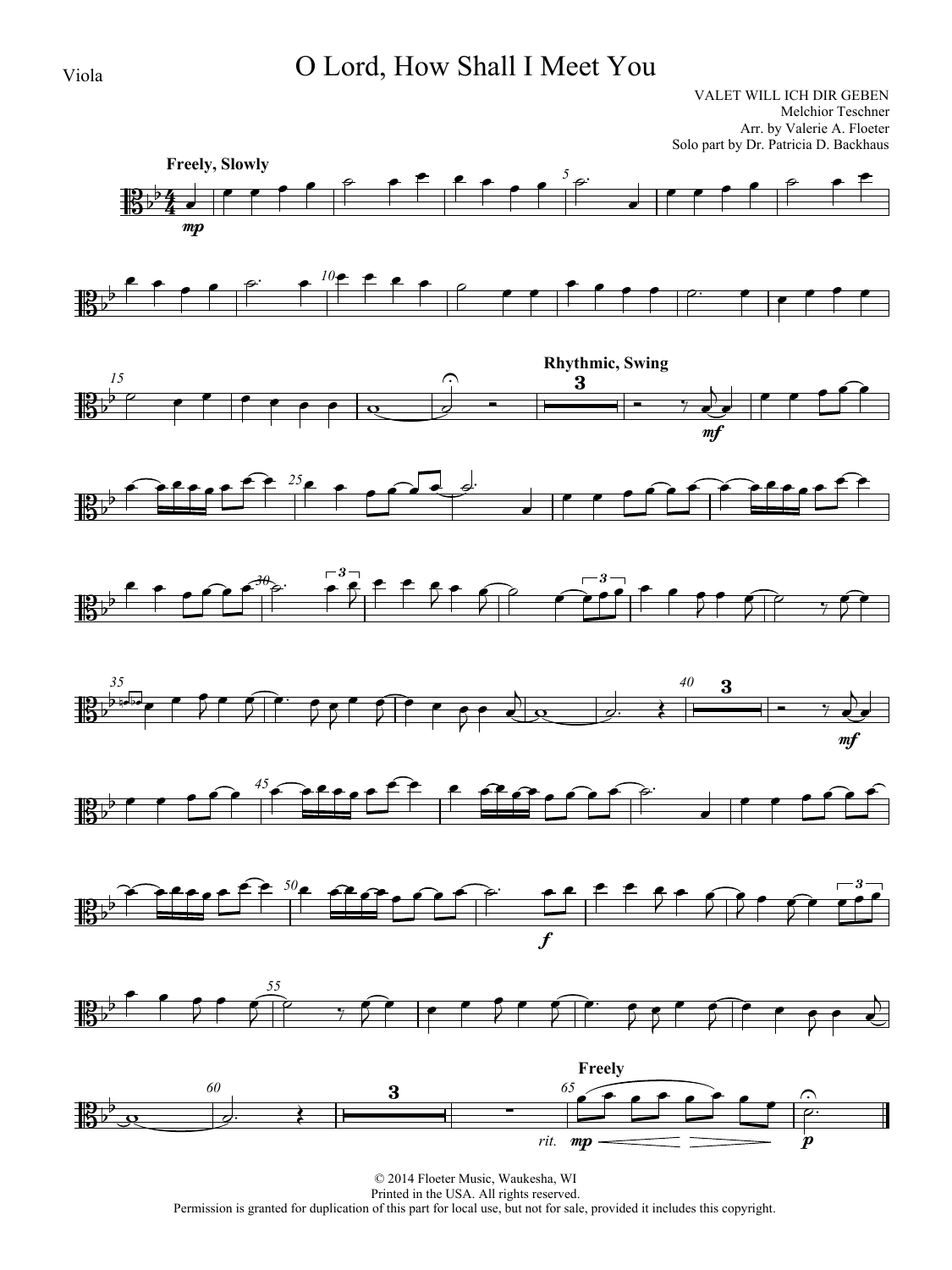Viola

# O Lord, How Shall I Meet You

VALET WILL ICH DIR GEBEN
Melchior Teschner
Arr. by Valerie A. Floeter
Solo part by Dr. Patricia D. Backhaus

**Freely, Slowly**

**Rhythmic, Swing**

**Freely**

© 2014 Floeter Music, Waukesha, WI
Printed in the USA. All rights reserved.
Permission is granted for duplication of this part for local use, but not for sale, provided it includes this copyright.